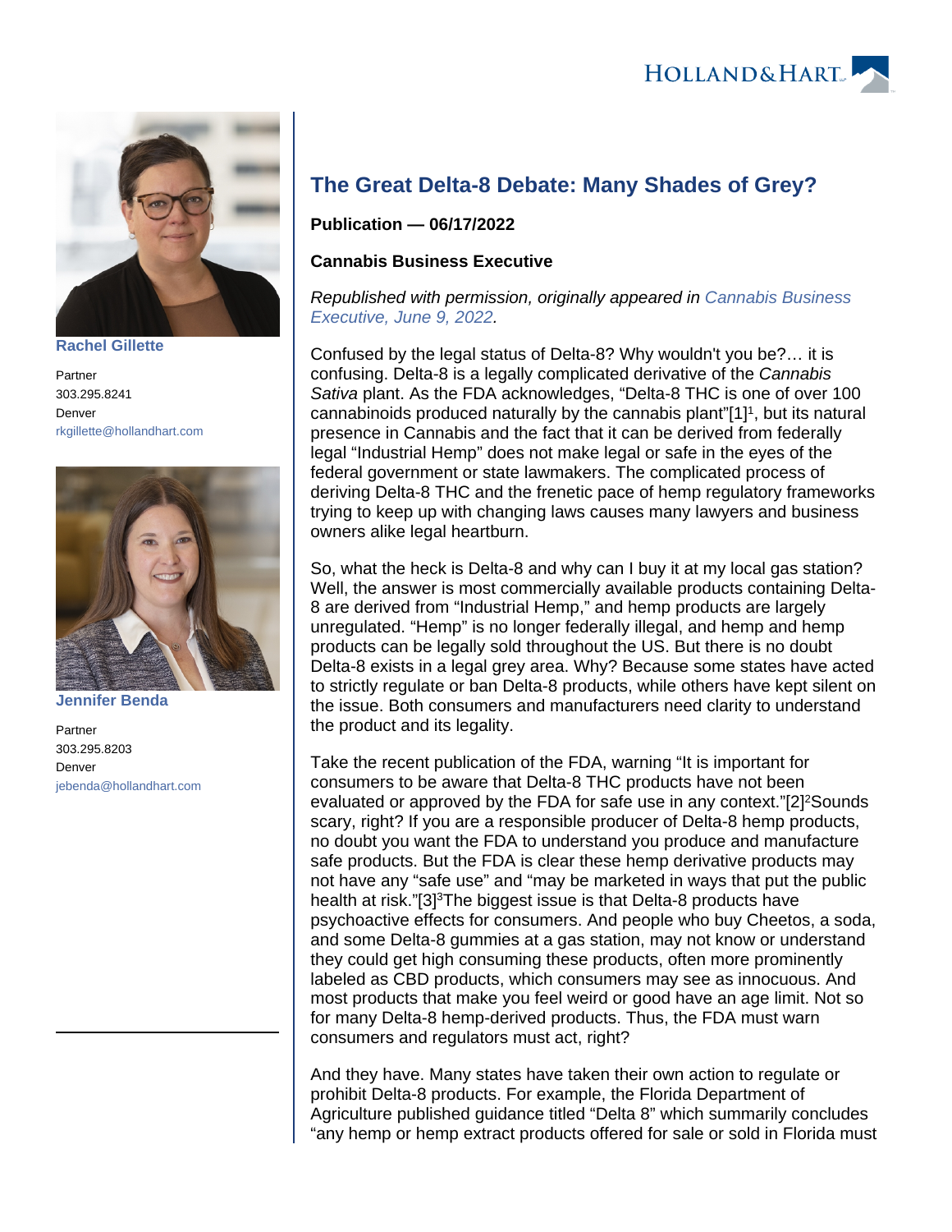Rachel Gillette

Partner
303.295.8241
Denver
rkgillette@hollandhart.com

Jennifer Benda

Partner
303.295.8203
Denver
jebenda@hollandhart.com

# The Great Delta-8 Debate: Many Shades of Grey?

**Publication — 06/17/2022**

**Cannabis Business Executive**

*Republished with permission, originally appeared in Cannabis Business Executive, June 9, 2022.*

Confused by the legal status of Delta-8? Why wouldn't you be?… it is confusing. Delta-8 is a legally complicated derivative of the *Cannabis Sativa* plant. As the FDA acknowledges, "Delta-8 THC is one of over 100 cannabinoids produced naturally by the cannabis plant"[1][1], but its natural presence in Cannabis and the fact that it can be derived from federally legal "Industrial Hemp" does not make legal or safe in the eyes of the federal government or state lawmakers. The complicated process of deriving Delta-8 THC and the frenetic pace of hemp regulatory frameworks trying to keep up with changing laws causes many lawyers and business owners alike legal heartburn.

So, what the heck is Delta-8 and why can I buy it at my local gas station? Well, the answer is most commercially available products containing Delta-8 are derived from "Industrial Hemp," and hemp products are largely unregulated. "Hemp" is no longer federally illegal, and hemp and hemp products can be legally sold throughout the US. But there is no doubt Delta-8 exists in a legal grey area. Why? Because some states have acted to strictly regulate or ban Delta-8 products, while others have kept silent on the issue. Both consumers and manufacturers need clarity to understand the product and its legality.

Take the recent publication of the FDA, warning "It is important for consumers to be aware that Delta-8 THC products have not been evaluated or approved by the FDA for safe use in any context."[2][2]Sounds scary, right? If you are a responsible producer of Delta-8 hemp products, no doubt you want the FDA to understand you produce and manufacture safe products. But the FDA is clear these hemp derivative products may not have any "safe use" and "may be marketed in ways that put the public health at risk."[3][3]The biggest issue is that Delta-8 products have psychoactive effects for consumers. And people who buy Cheetos, a soda, and some Delta-8 gummies at a gas station, may not know or understand they could get high consuming these products, often more prominently labeled as CBD products, which consumers may see as innocuous. And most products that make you feel weird or good have an age limit. Not so for many Delta-8 hemp-derived products. Thus, the FDA must warn consumers and regulators must act, right?

And they have. Many states have taken their own action to regulate or prohibit Delta-8 products. For example, the Florida Department of Agriculture published guidance titled "Delta 8" which summarily concludes "any hemp or hemp extract products offered for sale or sold in Florida must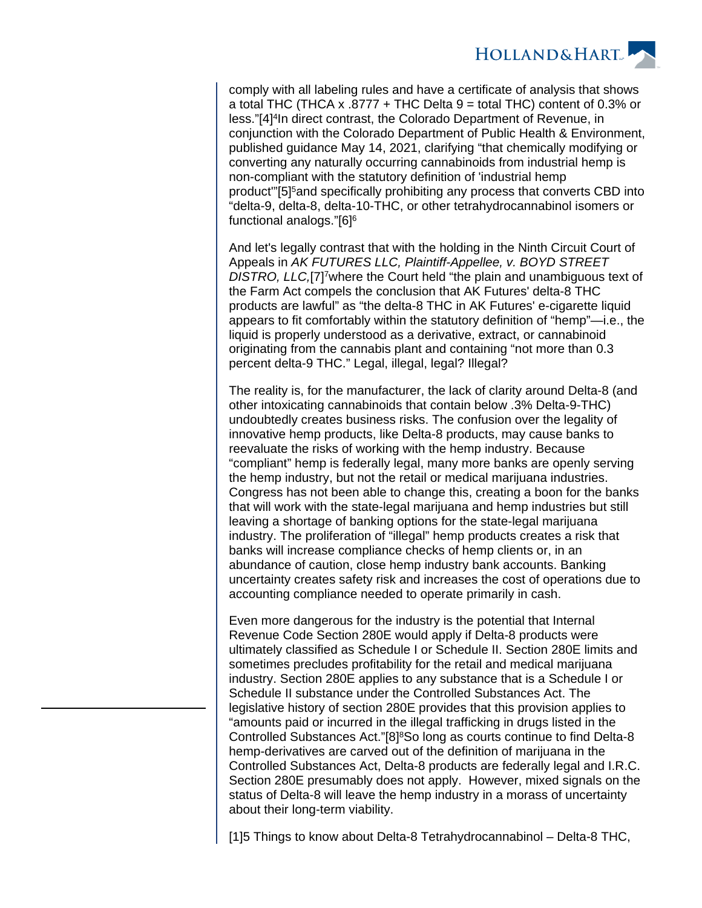comply with all labeling rules and have a certificate of analysis that shows a total THC (THCA x .8777 + THC Delta 9 = total THC) content of 0.3% or less."[4][4]In direct contrast, the Colorado Department of Revenue, in conjunction with the Colorado Department of Public Health & Environment, published guidance May 14, 2021, clarifying "that chemically modifying or converting any naturally occurring cannabinoids from industrial hemp is non-compliant with the statutory definition of 'industrial hemp product'"[5][5]and specifically prohibiting any process that converts CBD into "delta-9, delta-8, delta-10-THC, or other tetrahydrocannabinol isomers or functional analogs."[6][6]

And let's legally contrast that with the holding in the Ninth Circuit Court of Appeals in *AK FUTURES LLC, Plaintiff-Appellee, v. BOYD STREET DISTRO, LLC,*[7][7]where the Court held "the plain and unambiguous text of the Farm Act compels the conclusion that AK Futures' delta-8 THC products are lawful" as "the delta-8 THC in AK Futures' e-cigarette liquid appears to fit comfortably within the statutory definition of "hemp"—i.e., the liquid is properly understood as a derivative, extract, or cannabinoid originating from the cannabis plant and containing "not more than 0.3 percent delta-9 THC." Legal, illegal, legal? Illegal?

The reality is, for the manufacturer, the lack of clarity around Delta-8 (and other intoxicating cannabinoids that contain below .3% Delta-9-THC) undoubtedly creates business risks. The confusion over the legality of innovative hemp products, like Delta-8 products, may cause banks to reevaluate the risks of working with the hemp industry. Because "compliant" hemp is federally legal, many more banks are openly serving the hemp industry, but not the retail or medical marijuana industries. Congress has not been able to change this, creating a boon for the banks that will work with the state-legal marijuana and hemp industries but still leaving a shortage of banking options for the state-legal marijuana industry. The proliferation of "illegal" hemp products creates a risk that banks will increase compliance checks of hemp clients or, in an abundance of caution, close hemp industry bank accounts. Banking uncertainty creates safety risk and increases the cost of operations due to accounting compliance needed to operate primarily in cash.

Even more dangerous for the industry is the potential that Internal Revenue Code Section 280E would apply if Delta-8 products were ultimately classified as Schedule I or Schedule II. Section 280E limits and sometimes precludes profitability for the retail and medical marijuana industry. Section 280E applies to any substance that is a Schedule I or Schedule II substance under the Controlled Substances Act. The legislative history of section 280E provides that this provision applies to "amounts paid or incurred in the illegal trafficking in drugs listed in the Controlled Substances Act."[8][8]So long as courts continue to find Delta-8 hemp-derivatives are carved out of the definition of marijuana in the Controlled Substances Act, Delta-8 products are federally legal and I.R.C. Section 280E presumably does not apply. However, mixed signals on the status of Delta-8 will leave the hemp industry in a morass of uncertainty about their long-term viability.

[1]5 Things to know about Delta-8 Tetrahydrocannabinol – Delta-8 THC,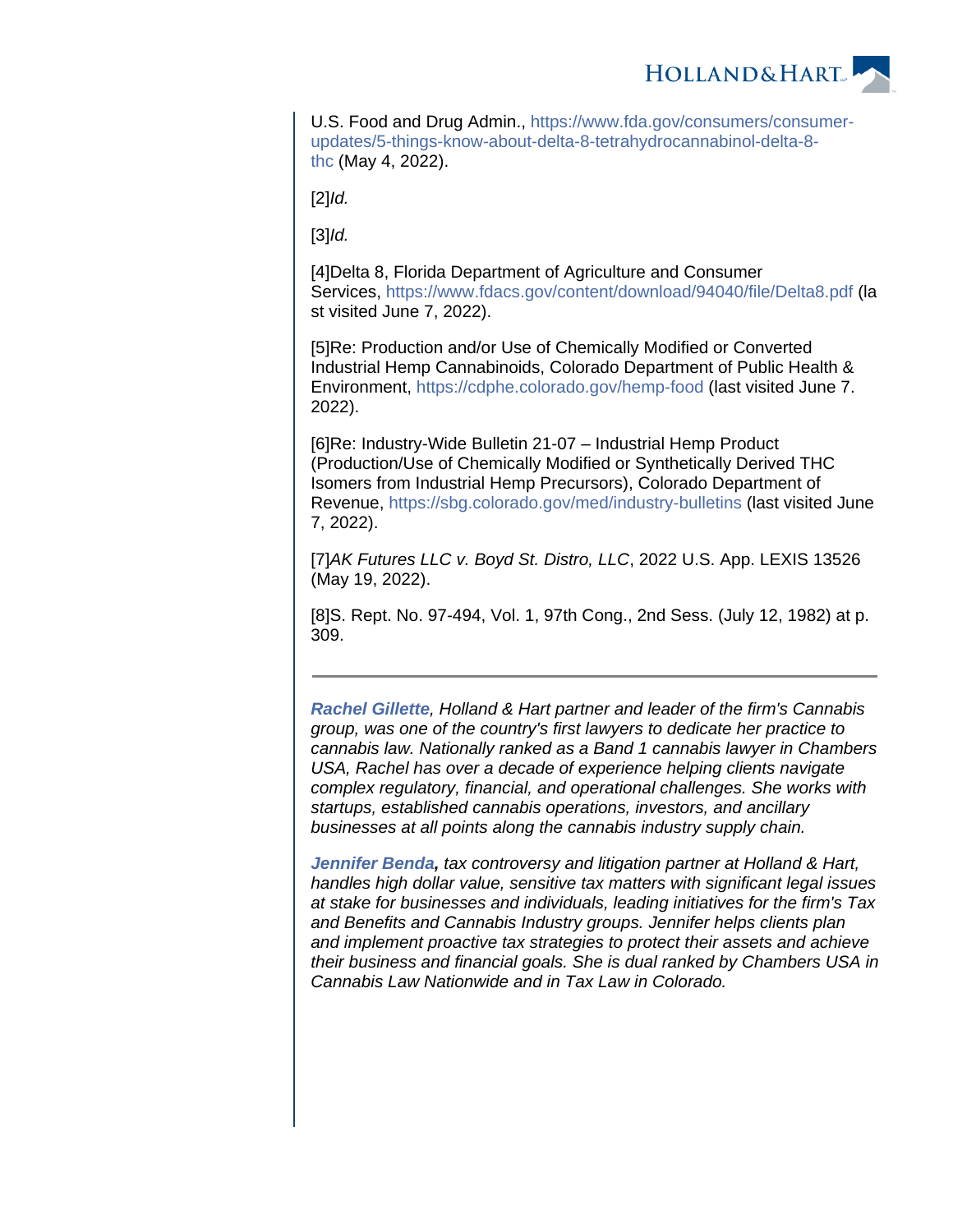U.S. Food and Drug Admin., https://www.fda.gov/consumers/consumer-updates/5-things-know-about-delta-8-tetrahydrocannabinol-delta-8-thc (May 4, 2022).

[2]*Id.*

[3]*Id.*

[4]Delta 8, Florida Department of Agriculture and Consumer Services, https://www.fdacs.gov/content/download/94040/file/Delta8.pdf (last visited June 7, 2022).

[5]Re: Production and/or Use of Chemically Modified or Converted Industrial Hemp Cannabinoids, Colorado Department of Public Health & Environment, https://cdphe.colorado.gov/hemp-food (last visited June 7. 2022).

[6]Re: Industry-Wide Bulletin 21-07 – Industrial Hemp Product (Production/Use of Chemically Modified or Synthetically Derived THC Isomers from Industrial Hemp Precursors), Colorado Department of Revenue, https://sbg.colorado.gov/med/industry-bulletins (last visited June 7, 2022).

[7]*AK Futures LLC v. Boyd St. Distro, LLC*, 2022 U.S. App. LEXIS 13526 (May 19, 2022).

[8]S. Rept. No. 97-494, Vol. 1, 97th Cong., 2nd Sess. (July 12, 1982) at p. 309.

---

***Rachel Gillette**, Holland & Hart partner and leader of the firm's Cannabis group, was one of the country's first lawyers to dedicate her practice to cannabis law. Nationally ranked as a Band 1 cannabis lawyer in Chambers USA, Rachel has over a decade of experience helping clients navigate complex regulatory, financial, and operational challenges. She works with startups, established cannabis operations, investors, and ancillary businesses at all points along the cannabis industry supply chain.*

***Jennifer Benda**, tax controversy and litigation partner at Holland & Hart, handles high dollar value, sensitive tax matters with significant legal issues at stake for businesses and individuals, leading initiatives for the firm's Tax and Benefits and Cannabis Industry groups. Jennifer helps clients plan and implement proactive tax strategies to protect their assets and achieve their business and financial goals. She is dual ranked by Chambers USA in Cannabis Law Nationwide and in Tax Law in Colorado.*